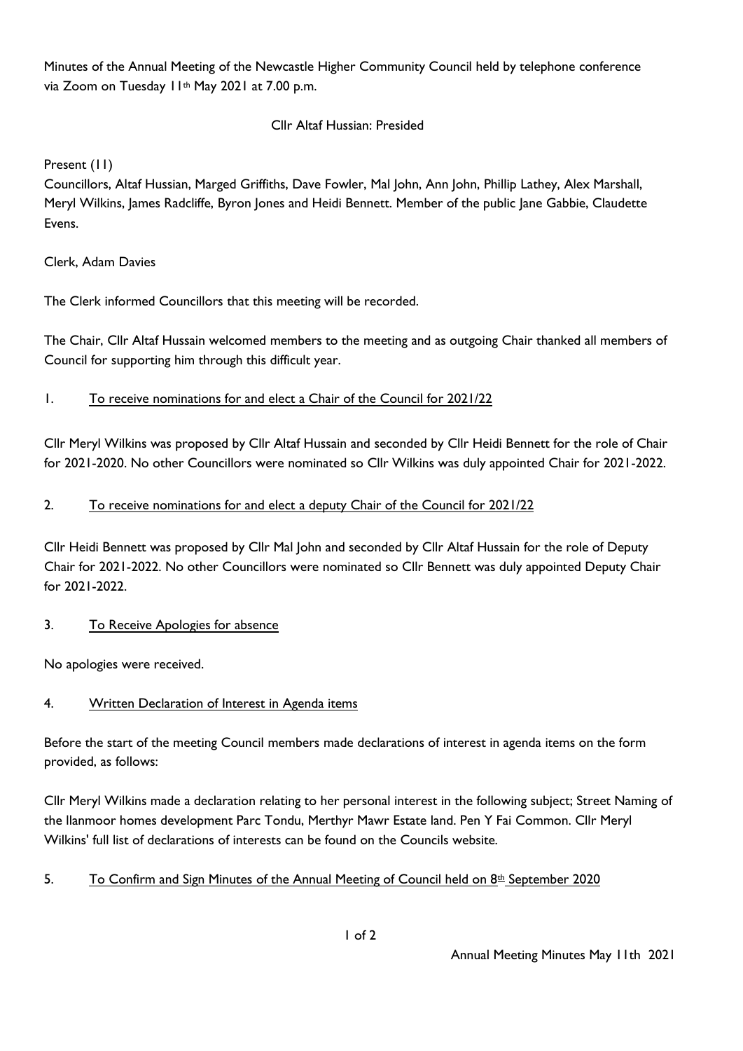Minutes of the Annual Meeting of the Newcastle Higher Community Council held by telephone conference via Zoom on Tuesday 11th May 2021 at 7.00 p.m.

Cllr Altaf Hussian: Presided

Present (11)

Councillors, Altaf Hussian, Marged Griffiths, Dave Fowler, Mal John, Ann John, Phillip Lathey, Alex Marshall, Meryl Wilkins, James Radcliffe, Byron Jones and Heidi Bennett. Member of the public Jane Gabbie, Claudette Evens.

Clerk, Adam Davies

The Clerk informed Councillors that this meeting will be recorded.

The Chair, Cllr Altaf Hussain welcomed members to the meeting and as outgoing Chair thanked all members of Council for supporting him through this difficult year.

1. <u>To receive nominations for and elect a Chair of the Council for 2021/22</u>

Cllr Meryl Wilkins was proposed by Cllr Altaf Hussain and seconded by Cllr Heidi Bennett for the role of Chair for 2021-2020. No other Councillors were nominated so Cllr Wilkins was duly appointed Chair for 2021-2022.

2. <u>To receive nominations for and elect a deputy Chair of the Council for 2021/22</u>

Cllr Heidi Bennett was proposed by Cllr Mal John and seconded by Cllr Altaf Hussain for the role of Deputy Chair for 2021-2022. No other Councillors were nominated so Cllr Bennett was duly appointed Deputy Chair for 2021-2022.

3. <u>To Receive Apologies for absence</u>

No apologies were received.

4. <u>Written Declaration of Interest in Agenda items</u>

Before the start of the meeting Council members made declarations of interest in agenda items on the form provided, as follows:

Cllr Meryl Wilkins made a declaration relating to her personal interest in the following subject; Street Naming of the llanmoor homes development Parc Tondu, Merthyr Mawr Estate land. Pen Y Fai Common. Cllr Meryl Wilkins' full list of declarations of interests can be found on the Councils website.

5. <u>To Confirm and Sign Minutes of the Annual Meeting of Council held on 8th September 2020</u>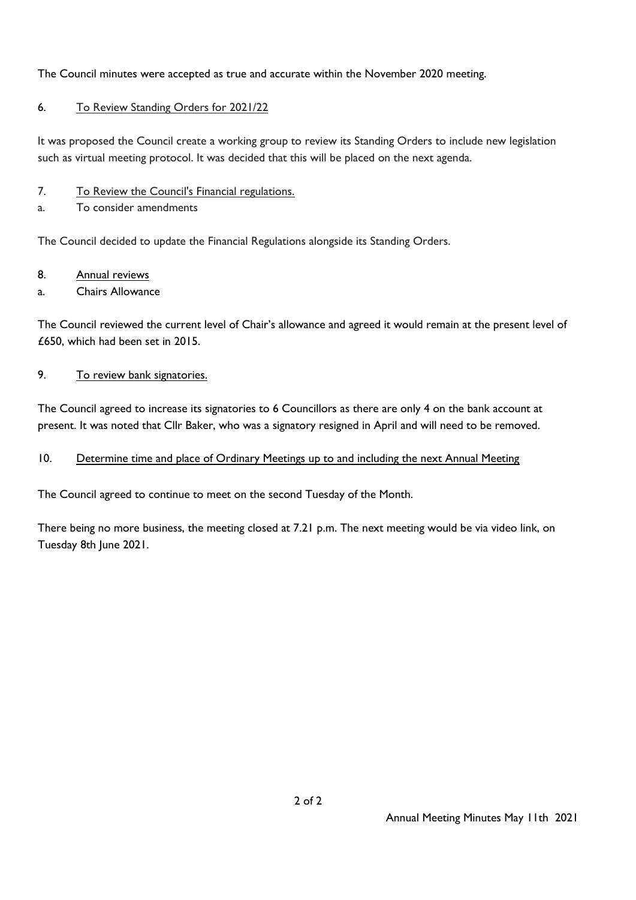The Council minutes were accepted as true and accurate within the November 2020 meeting.

6. <u>To Review Standing Orders for 2021/22</u>

It was proposed the Council create a working group to review its Standing Orders to include new legislation such as virtual meeting protocol. It was decided that this will be placed on the next agenda.

7. <u>To Review the Council's Financial regulations.</u>

a. To consider amendments

The Council decided to update the Financial Regulations alongside its Standing Orders.

8. <u>Annual reviews</u>

a. Chairs Allowance

The Council reviewed the current level of Chair's allowance and agreed it would remain at the present level of £650, which had been set in 2015.

9. <u>To review bank signatories.</u>

The Council agreed to increase its signatories to 6 Councillors as there are only 4 on the bank account at present. It was noted that Cllr Baker, who was a signatory resigned in April and will need to be removed.

10. <u>Determine time and place of Ordinary Meetings up to and including the next Annual Meeting</u>

The Council agreed to continue to meet on the second Tuesday of the Month.

There being no more business, the meeting closed at 7.21 p.m. The next meeting would be via video link, on Tuesday 8th June 2021.